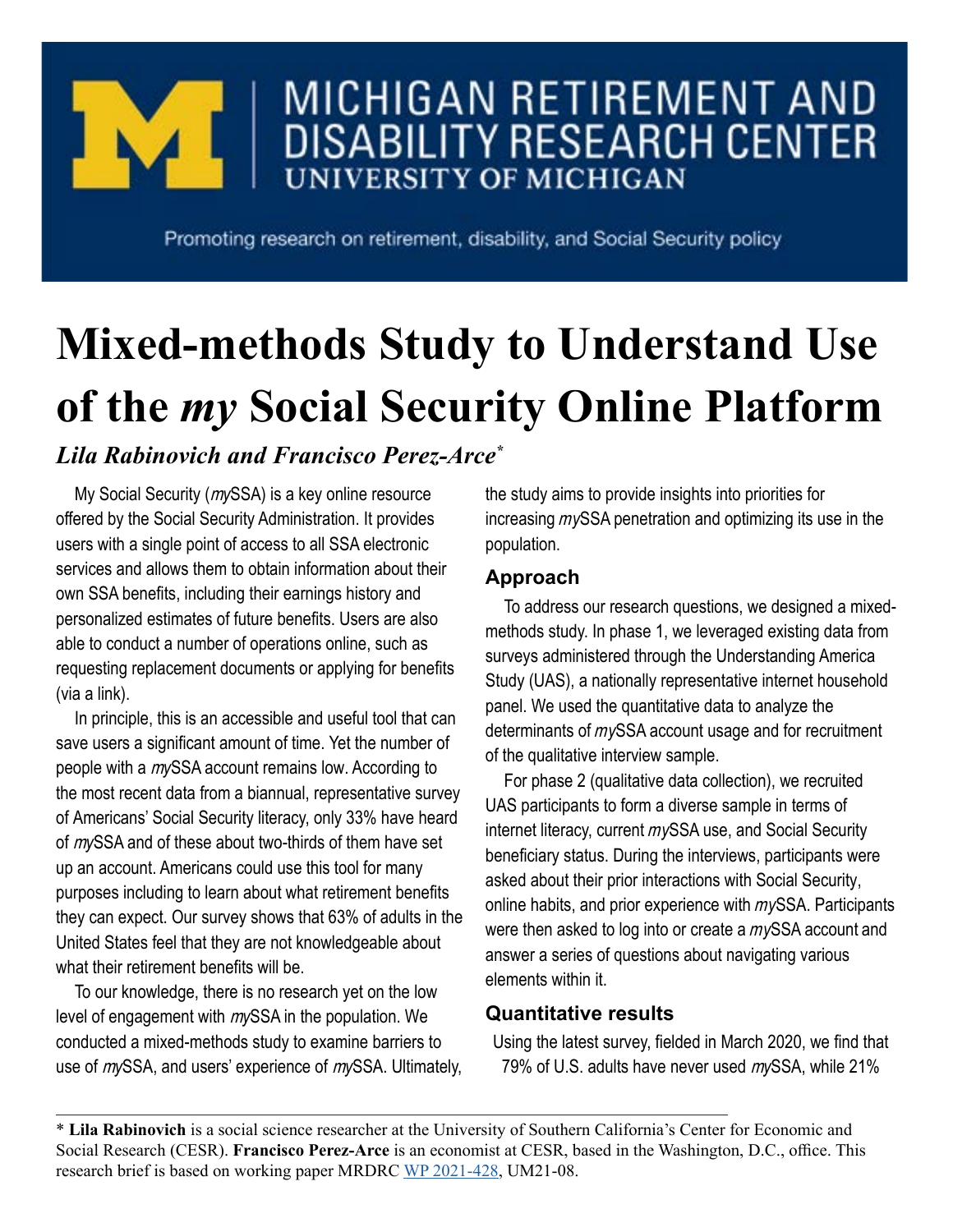MICHIGAN RETIREMENT AND DISABILITY RESEARCH CENTER
UNIVERSITY OF MICHIGAN

Promoting research on retirement, disability, and Social Security policy

# Mixed-methods Study to Understand Use of the *my* Social Security Online Platform

***Lila Rabinovich and Francisco Perez-Arce****

My Social Security (*my*SSA) is a key online resource offered by the Social Security Administration. It provides users with a single point of access to all SSA electronic services and allows them to obtain information about their own SSA benefits, including their earnings history and personalized estimates of future benefits. Users are also able to conduct a number of operations online, such as requesting replacement documents or applying for benefits (via a link).

In principle, this is an accessible and useful tool that can save users a significant amount of time. Yet the number of people with a *my*SSA account remains low. According to the most recent data from a biannual, representative survey of Americans' Social Security literacy, only 33% have heard of *my*SSA and of these about two-thirds of them have set up an account. Americans could use this tool for many purposes including to learn about what retirement benefits they can expect. Our survey shows that 63% of adults in the United States feel that they are not knowledgeable about what their retirement benefits will be.

To our knowledge, there is no research yet on the low level of engagement with *my*SSA in the population. We conducted a mixed-methods study to examine barriers to use of *my*SSA, and users' experience of *my*SSA. Ultimately, the study aims to provide insights into priorities for increasing *my*SSA penetration and optimizing its use in the population.

## Approach

To address our research questions, we designed a mixed-methods study. In phase 1, we leveraged existing data from surveys administered through the Understanding America Study (UAS), a nationally representative internet household panel. We used the quantitative data to analyze the determinants of *my*SSA account usage and for recruitment of the qualitative interview sample.

For phase 2 (qualitative data collection), we recruited UAS participants to form a diverse sample in terms of internet literacy, current *my*SSA use, and Social Security beneficiary status. During the interviews, participants were asked about their prior interactions with Social Security, online habits, and prior experience with *my*SSA. Participants were then asked to log into or create a *my*SSA account and answer a series of questions about navigating various elements within it.

## Quantitative results

Using the latest survey, fielded in March 2020, we find that 79% of U.S. adults have never used *my*SSA, while 21%

---

* **Lila Rabinovich** is a social science researcher at the University of Southern California's Center for Economic and Social Research (CESR). **Francisco Perez-Arce** is an economist at CESR, based in the Washington, D.C., office. This research brief is based on working paper MRDRC WP 2021-428, UM21-08.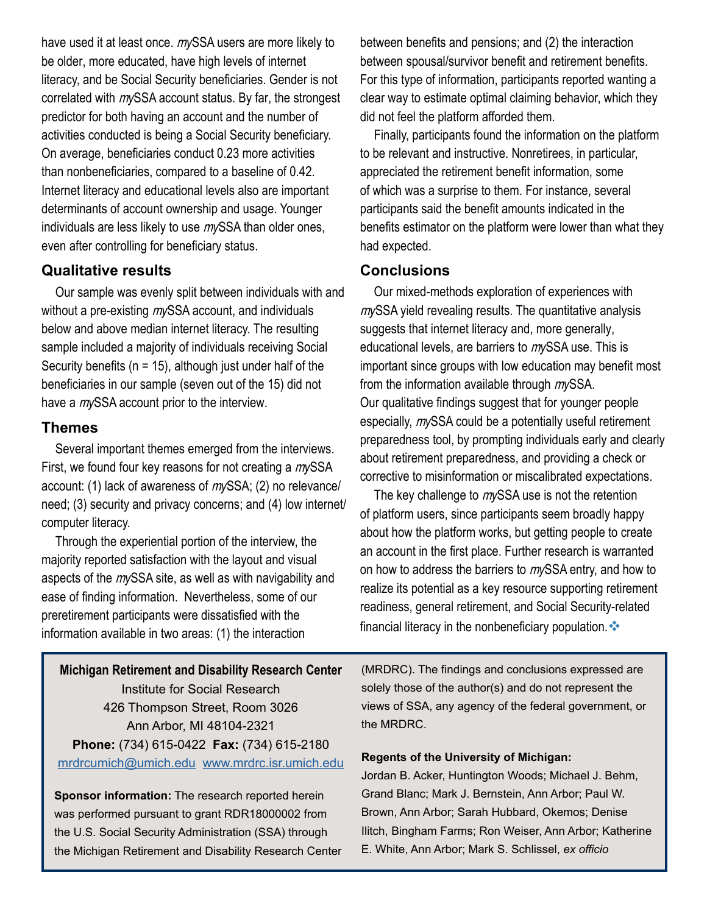have used it at least once. *my*SSA users are more likely to be older, more educated, have high levels of internet literacy, and be Social Security beneficiaries. Gender is not correlated with *my*SSA account status. By far, the strongest predictor for both having an account and the number of activities conducted is being a Social Security beneficiary. On average, beneficiaries conduct 0.23 more activities than nonbeneficiaries, compared to a baseline of 0.42. Internet literacy and educational levels also are important determinants of account ownership and usage. Younger individuals are less likely to use *my*SSA than older ones, even after controlling for beneficiary status.

## Qualitative results

Our sample was evenly split between individuals with and without a pre-existing *my*SSA account, and individuals below and above median internet literacy. The resulting sample included a majority of individuals receiving Social Security benefits (n = 15), although just under half of the beneficiaries in our sample (seven out of the 15) did not have a *my*SSA account prior to the interview.

## Themes

Several important themes emerged from the interviews. First, we found four key reasons for not creating a *my*SSA account: (1) lack of awareness of *my*SSA; (2) no relevance/need; (3) security and privacy concerns; and (4) low internet/computer literacy.

Through the experiential portion of the interview, the majority reported satisfaction with the layout and visual aspects of the *my*SSA site, as well as with navigability and ease of finding information. Nevertheless, some of our preretirement participants were dissatisfied with the information available in two areas: (1) the interaction between benefits and pensions; and (2) the interaction between spousal/survivor benefit and retirement benefits. For this type of information, participants reported wanting a clear way to estimate optimal claiming behavior, which they did not feel the platform afforded them.

Finally, participants found the information on the platform to be relevant and instructive. Nonretirees, in particular, appreciated the retirement benefit information, some of which was a surprise to them. For instance, several participants said the benefit amounts indicated in the benefits estimator on the platform were lower than what they had expected.

## Conclusions

Our mixed-methods exploration of experiences with *my*SSA yield revealing results. The quantitative analysis suggests that internet literacy and, more generally, educational levels, are barriers to *my*SSA use. This is important since groups with low education may benefit most from the information available through *my*SSA. Our qualitative findings suggest that for younger people especially, *my*SSA could be a potentially useful retirement preparedness tool, by prompting individuals early and clearly about retirement preparedness, and providing a check or corrective to misinformation or miscalibrated expectations.

The key challenge to *my*SSA use is not the retention of platform users, since participants seem broadly happy about how the platform works, but getting people to create an account in the first place. Further research is warranted on how to address the barriers to *my*SSA entry, and how to realize its potential as a key resource supporting retirement readiness, general retirement, and Social Security-related financial literacy in the nonbeneficiary population.❖

**Michigan Retirement and Disability Research Center**
Institute for Social Research
426 Thompson Street, Room 3026
Ann Arbor, MI 48104-2321
**Phone:** (734) 615-0422 **Fax:** (734) 615-2180
mrdrcumich@umich.edu www.mrdrc.isr.umich.edu

**Sponsor information:** The research reported herein was performed pursuant to grant RDR18000002 from the U.S. Social Security Administration (SSA) through the Michigan Retirement and Disability Research Center (MRDRC). The findings and conclusions expressed are solely those of the author(s) and do not represent the views of SSA, any agency of the federal government, or the MRDRC.

**Regents of the University of Michigan:**
Jordan B. Acker, Huntington Woods; Michael J. Behm, Grand Blanc; Mark J. Bernstein, Ann Arbor; Paul W. Brown, Ann Arbor; Sarah Hubbard, Okemos; Denise Ilitch, Bingham Farms; Ron Weiser, Ann Arbor; Katherine E. White, Ann Arbor; Mark S. Schlissel, *ex officio*